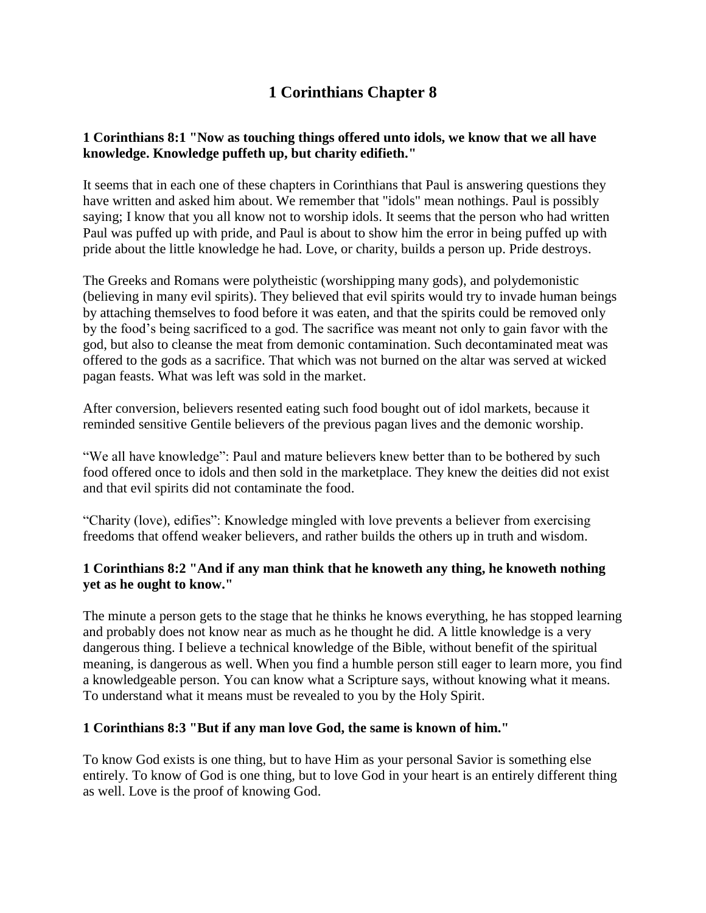# 1 Corinthians Chapter 8

**1 Corinthians 8:1 "Now as touching things offered unto idols, we know that we all have knowledge. Knowledge puffeth up, but charity edifieth."**

It seems that in each one of these chapters in Corinthians that Paul is answering questions they have written and asked him about. We remember that "idols" mean nothings. Paul is possibly saying; I know that you all know not to worship idols. It seems that the person who had written Paul was puffed up with pride, and Paul is about to show him the error in being puffed up with pride about the little knowledge he had. Love, or charity, builds a person up. Pride destroys.

The Greeks and Romans were polytheistic (worshipping many gods), and polydemonistic (believing in many evil spirits). They believed that evil spirits would try to invade human beings by attaching themselves to food before it was eaten, and that the spirits could be removed only by the food's being sacrificed to a god. The sacrifice was meant not only to gain favor with the god, but also to cleanse the meat from demonic contamination. Such decontaminated meat was offered to the gods as a sacrifice. That which was not burned on the altar was served at wicked pagan feasts. What was left was sold in the market.

After conversion, believers resented eating such food bought out of idol markets, because it reminded sensitive Gentile believers of the previous pagan lives and the demonic worship.

"We all have knowledge": Paul and mature believers knew better than to be bothered by such food offered once to idols and then sold in the marketplace. They knew the deities did not exist and that evil spirits did not contaminate the food.

"Charity (love), edifies": Knowledge mingled with love prevents a believer from exercising freedoms that offend weaker believers, and rather builds the others up in truth and wisdom.

**1 Corinthians 8:2 "And if any man think that he knoweth any thing, he knoweth nothing yet as he ought to know."**

The minute a person gets to the stage that he thinks he knows everything, he has stopped learning and probably does not know near as much as he thought he did. A little knowledge is a very dangerous thing. I believe a technical knowledge of the Bible, without benefit of the spiritual meaning, is dangerous as well. When you find a humble person still eager to learn more, you find a knowledgeable person. You can know what a Scripture says, without knowing what it means. To understand what it means must be revealed to you by the Holy Spirit.

**1 Corinthians 8:3 "But if any man love God, the same is known of him."**

To know God exists is one thing, but to have Him as your personal Savior is something else entirely. To know of God is one thing, but to love God in your heart is an entirely different thing as well. Love is the proof of knowing God.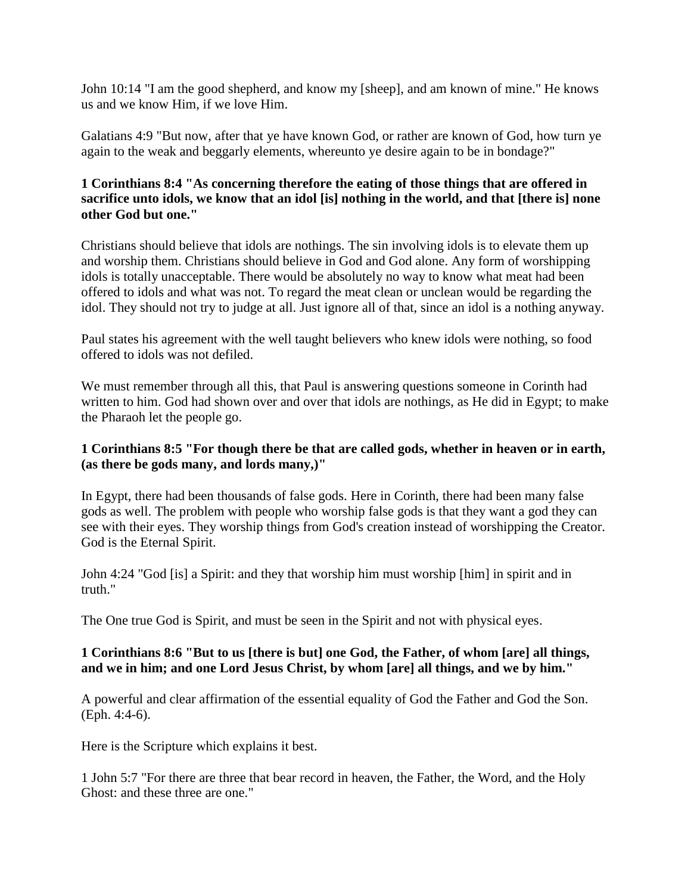John 10:14 "I am the good shepherd, and know my [sheep], and am known of mine." He knows us and we know Him, if we love Him.

Galatians 4:9 "But now, after that ye have known God, or rather are known of God, how turn ye again to the weak and beggarly elements, whereunto ye desire again to be in bondage?"

**1 Corinthians 8:4 "As concerning therefore the eating of those things that are offered in sacrifice unto idols, we know that an idol [is] nothing in the world, and that [there is] none other God but one."**

Christians should believe that idols are nothings. The sin involving idols is to elevate them up and worship them. Christians should believe in God and God alone. Any form of worshipping idols is totally unacceptable. There would be absolutely no way to know what meat had been offered to idols and what was not. To regard the meat clean or unclean would be regarding the idol. They should not try to judge at all. Just ignore all of that, since an idol is a nothing anyway.

Paul states his agreement with the well taught believers who knew idols were nothing, so food offered to idols was not defiled.

We must remember through all this, that Paul is answering questions someone in Corinth had written to him. God had shown over and over that idols are nothings, as He did in Egypt; to make the Pharaoh let the people go.

**1 Corinthians 8:5 "For though there be that are called gods, whether in heaven or in earth, (as there be gods many, and lords many,)"**

In Egypt, there had been thousands of false gods. Here in Corinth, there had been many false gods as well. The problem with people who worship false gods is that they want a god they can see with their eyes. They worship things from God's creation instead of worshipping the Creator. God is the Eternal Spirit.

John 4:24 "God [is] a Spirit: and they that worship him must worship [him] in spirit and in truth."

The One true God is Spirit, and must be seen in the Spirit and not with physical eyes.

**1 Corinthians 8:6 "But to us [there is but] one God, the Father, of whom [are] all things, and we in him; and one Lord Jesus Christ, by whom [are] all things, and we by him."**

A powerful and clear affirmation of the essential equality of God the Father and God the Son. (Eph. 4:4-6).

Here is the Scripture which explains it best.

1 John 5:7 "For there are three that bear record in heaven, the Father, the Word, and the Holy Ghost: and these three are one."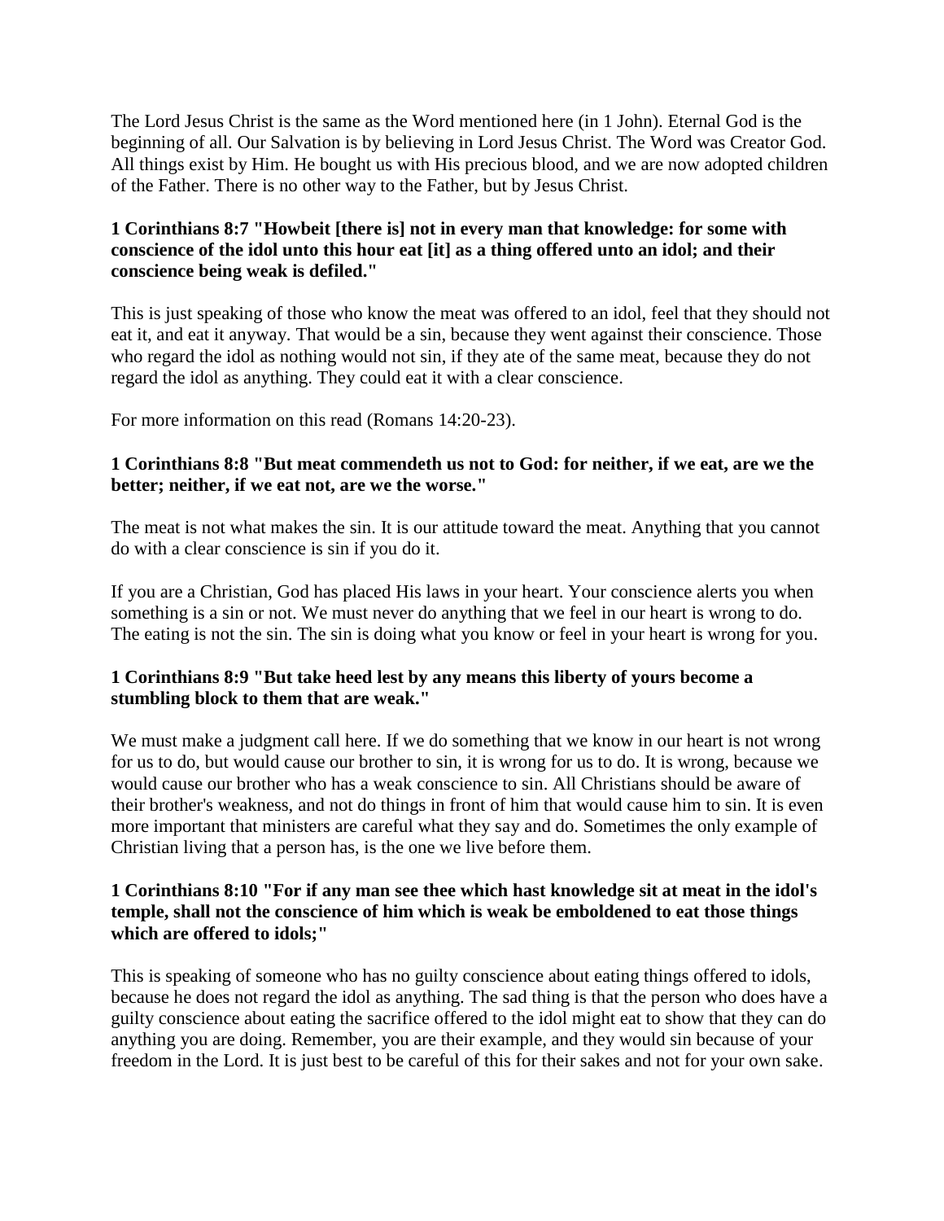The Lord Jesus Christ is the same as the Word mentioned here (in 1 John). Eternal God is the beginning of all. Our Salvation is by believing in Lord Jesus Christ. The Word was Creator God. All things exist by Him. He bought us with His precious blood, and we are now adopted children of the Father. There is no other way to the Father, but by Jesus Christ.

**1 Corinthians 8:7 "Howbeit [there is] not in every man that knowledge: for some with conscience of the idol unto this hour eat [it] as a thing offered unto an idol; and their conscience being weak is defiled."**

This is just speaking of those who know the meat was offered to an idol, feel that they should not eat it, and eat it anyway. That would be a sin, because they went against their conscience. Those who regard the idol as nothing would not sin, if they ate of the same meat, because they do not regard the idol as anything. They could eat it with a clear conscience.

For more information on this read (Romans 14:20-23).

**1 Corinthians 8:8 "But meat commendeth us not to God: for neither, if we eat, are we the better; neither, if we eat not, are we the worse."**

The meat is not what makes the sin. It is our attitude toward the meat. Anything that you cannot do with a clear conscience is sin if you do it.

If you are a Christian, God has placed His laws in your heart. Your conscience alerts you when something is a sin or not. We must never do anything that we feel in our heart is wrong to do. The eating is not the sin. The sin is doing what you know or feel in your heart is wrong for you.

**1 Corinthians 8:9 "But take heed lest by any means this liberty of yours become a stumbling block to them that are weak."**

We must make a judgment call here. If we do something that we know in our heart is not wrong for us to do, but would cause our brother to sin, it is wrong for us to do. It is wrong, because we would cause our brother who has a weak conscience to sin. All Christians should be aware of their brother's weakness, and not do things in front of him that would cause him to sin. It is even more important that ministers are careful what they say and do. Sometimes the only example of Christian living that a person has, is the one we live before them.

**1 Corinthians 8:10 "For if any man see thee which hast knowledge sit at meat in the idol's temple, shall not the conscience of him which is weak be emboldened to eat those things which are offered to idols;"**

This is speaking of someone who has no guilty conscience about eating things offered to idols, because he does not regard the idol as anything. The sad thing is that the person who does have a guilty conscience about eating the sacrifice offered to the idol might eat to show that they can do anything you are doing. Remember, you are their example, and they would sin because of your freedom in the Lord. It is just best to be careful of this for their sakes and not for your own sake.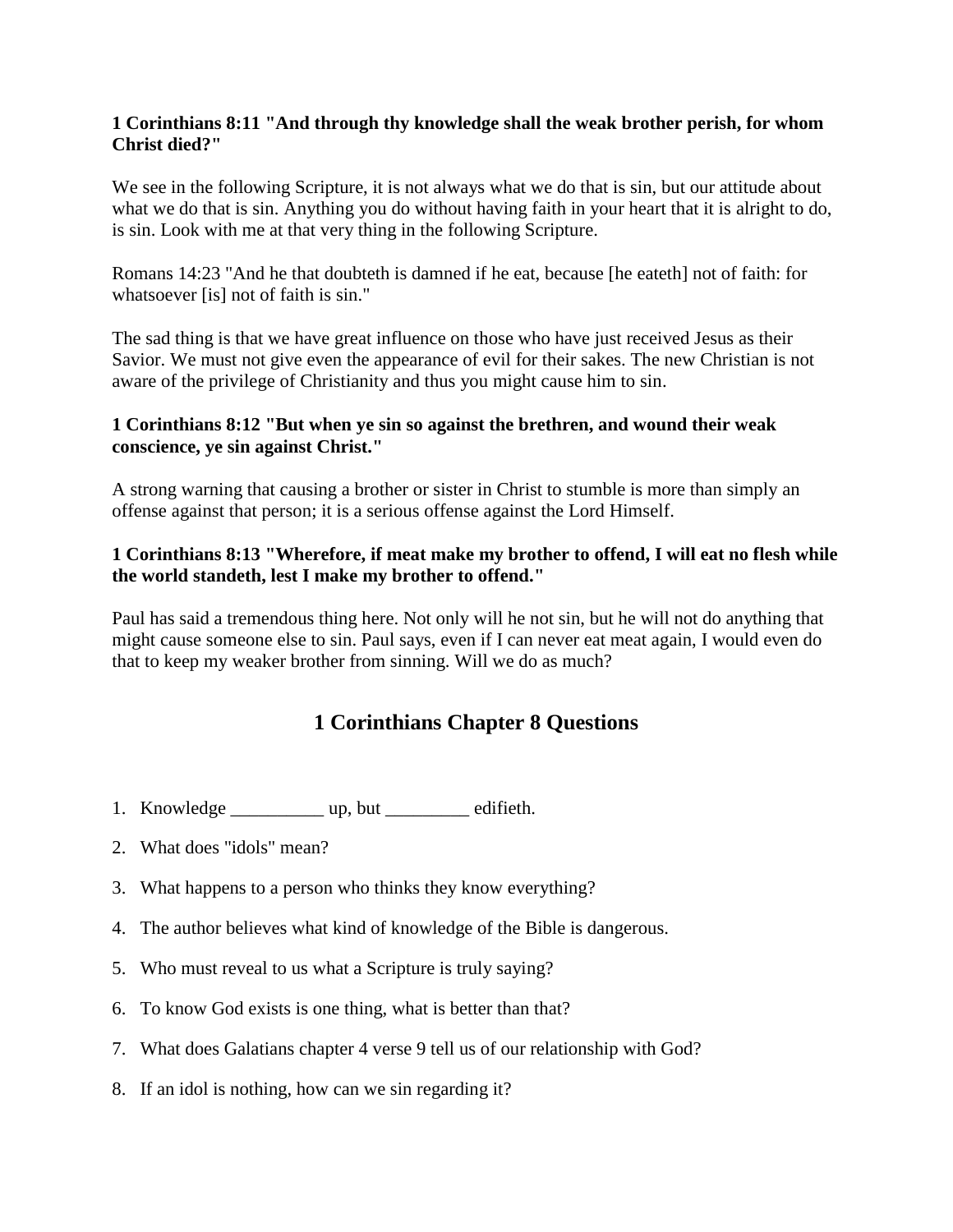**1 Corinthians 8:11 "And through thy knowledge shall the weak brother perish, for whom Christ died?"**

We see in the following Scripture, it is not always what we do that is sin, but our attitude about what we do that is sin. Anything you do without having faith in your heart that it is alright to do, is sin. Look with me at that very thing in the following Scripture.

Romans 14:23 "And he that doubteth is damned if he eat, because [he eateth] not of faith: for whatsoever [is] not of faith is sin."

The sad thing is that we have great influence on those who have just received Jesus as their Savior. We must not give even the appearance of evil for their sakes. The new Christian is not aware of the privilege of Christianity and thus you might cause him to sin.

**1 Corinthians 8:12 "But when ye sin so against the brethren, and wound their weak conscience, ye sin against Christ."**

A strong warning that causing a brother or sister in Christ to stumble is more than simply an offense against that person; it is a serious offense against the Lord Himself.

**1 Corinthians 8:13 "Wherefore, if meat make my brother to offend, I will eat no flesh while the world standeth, lest I make my brother to offend."**

Paul has said a tremendous thing here. Not only will he not sin, but he will not do anything that might cause someone else to sin. Paul says, even if I can never eat meat again, I would even do that to keep my weaker brother from sinning. Will we do as much?

## 1 Corinthians Chapter 8 Questions

1. Knowledge __________ up, but _________ edifieth.
2. What does "idols" mean?
3. What happens to a person who thinks they know everything?
4. The author believes what kind of knowledge of the Bible is dangerous.
5. Who must reveal to us what a Scripture is truly saying?
6. To know God exists is one thing, what is better than that?
7. What does Galatians chapter 4 verse 9 tell us of our relationship with God?
8. If an idol is nothing, how can we sin regarding it?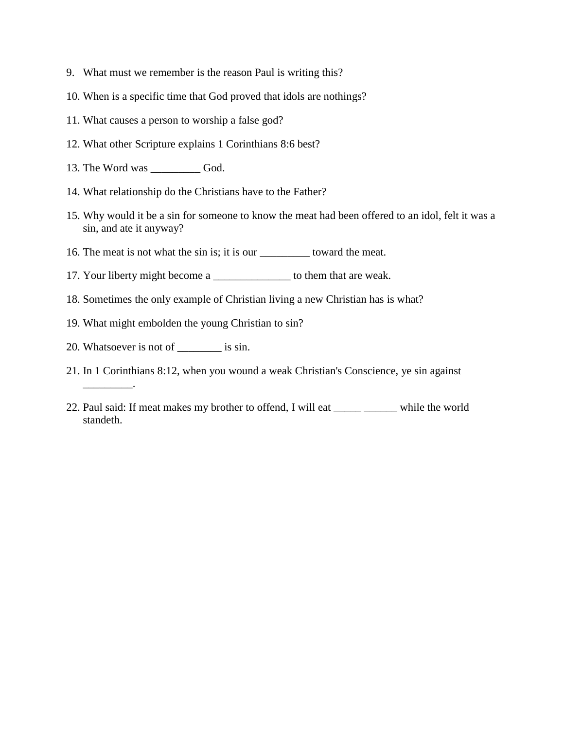9. What must we remember is the reason Paul is writing this?
10. When is a specific time that God proved that idols are nothings?
11. What causes a person to worship a false god?
12. What other Scripture explains 1 Corinthians 8:6 best?
13. The Word was _________ God.
14. What relationship do the Christians have to the Father?
15. Why would it be a sin for someone to know the meat had been offered to an idol, felt it was a sin, and ate it anyway?
16. The meat is not what the sin is; it is our _________ toward the meat.
17. Your liberty might become a ______________ to them that are weak.
18. Sometimes the only example of Christian living a new Christian has is what?
19. What might embolden the young Christian to sin?
20. Whatsoever is not of ________ is sin.
21. In 1 Corinthians 8:12, when you wound a weak Christian's Conscience, ye sin against _________.
22. Paul said: If meat makes my brother to offend, I will eat _____ ______ while the world standeth.